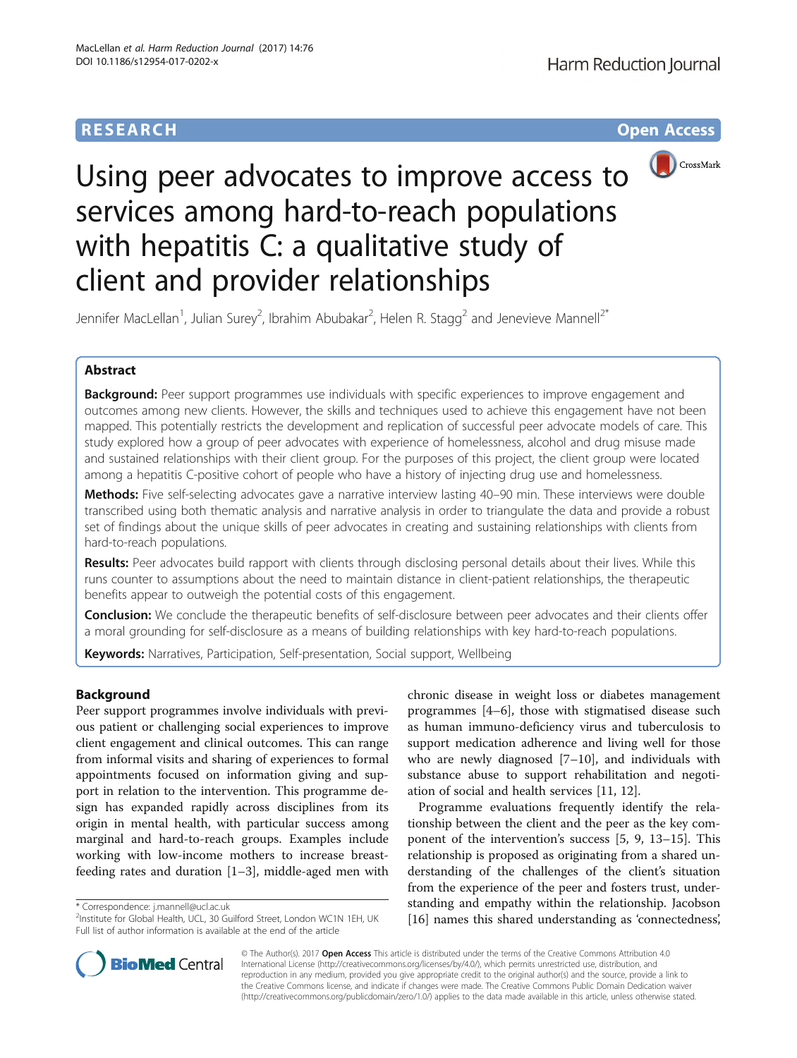**RESEARCH** **Open Access**

# Using peer advocates to improve access to services among hard-to-reach populations with hepatitis C: a qualitative study of client and provider relationships

Jennifer MacLellan[1], Julian Surey[2], Ibrahim Abubakar[2], Helen R. Stagg[2] and Jenevieve Mannell[2*]

## Abstract

**Background:** Peer support programmes use individuals with specific experiences to improve engagement and outcomes among new clients. However, the skills and techniques used to achieve this engagement have not been mapped. This potentially restricts the development and replication of successful peer advocate models of care. This study explored how a group of peer advocates with experience of homelessness, alcohol and drug misuse made and sustained relationships with their client group. For the purposes of this project, the client group were located among a hepatitis C-positive cohort of people who have a history of injecting drug use and homelessness.

**Methods:** Five self-selecting advocates gave a narrative interview lasting 40–90 min. These interviews were double transcribed using both thematic analysis and narrative analysis in order to triangulate the data and provide a robust set of findings about the unique skills of peer advocates in creating and sustaining relationships with clients from hard-to-reach populations.

**Results:** Peer advocates build rapport with clients through disclosing personal details about their lives. While this runs counter to assumptions about the need to maintain distance in client-patient relationships, the therapeutic benefits appear to outweigh the potential costs of this engagement.

**Conclusion:** We conclude the therapeutic benefits of self-disclosure between peer advocates and their clients offer a moral grounding for self-disclosure as a means of building relationships with key hard-to-reach populations.

**Keywords:** Narratives, Participation, Self-presentation, Social support, Wellbeing

## Background

Peer support programmes involve individuals with previous patient or challenging social experiences to improve client engagement and clinical outcomes. This can range from informal visits and sharing of experiences to formal appointments focused on information giving and support in relation to the intervention. This programme design has expanded rapidly across disciplines from its origin in mental health, with particular success among marginal and hard-to-reach groups. Examples include working with low-income mothers to increase breastfeeding rates and duration [1–3], middle-aged men with chronic disease in weight loss or diabetes management programmes [4–6], those with stigmatised disease such as human immuno-deficiency virus and tuberculosis to support medication adherence and living well for those who are newly diagnosed [7–10], and individuals with substance abuse to support rehabilitation and negotiation of social and health services [11, 12].

Programme evaluations frequently identify the relationship between the client and the peer as the key component of the intervention's success [5, 9, 13–15]. This relationship is proposed as originating from a shared understanding of the challenges of the client's situation from the experience of the peer and fosters trust, understanding and empathy within the relationship. Jacobson [16] names this shared understanding as 'connectedness',

\* Correspondence: j.mannell@ucl.ac.uk
[2]Institute for Global Health, UCL, 30 Guilford Street, London WC1N 1EH, UK
Full list of author information is available at the end of the article

© The Author(s). 2017 **Open Access** This article is distributed under the terms of the Creative Commons Attribution 4.0 International License (http://creativecommons.org/licenses/by/4.0/), which permits unrestricted use, distribution, and reproduction in any medium, provided you give appropriate credit to the original author(s) and the source, provide a link to the Creative Commons license, and indicate if changes were made. The Creative Commons Public Domain Dedication waiver (http://creativecommons.org/publicdomain/zero/1.0/) applies to the data made available in this article, unless otherwise stated.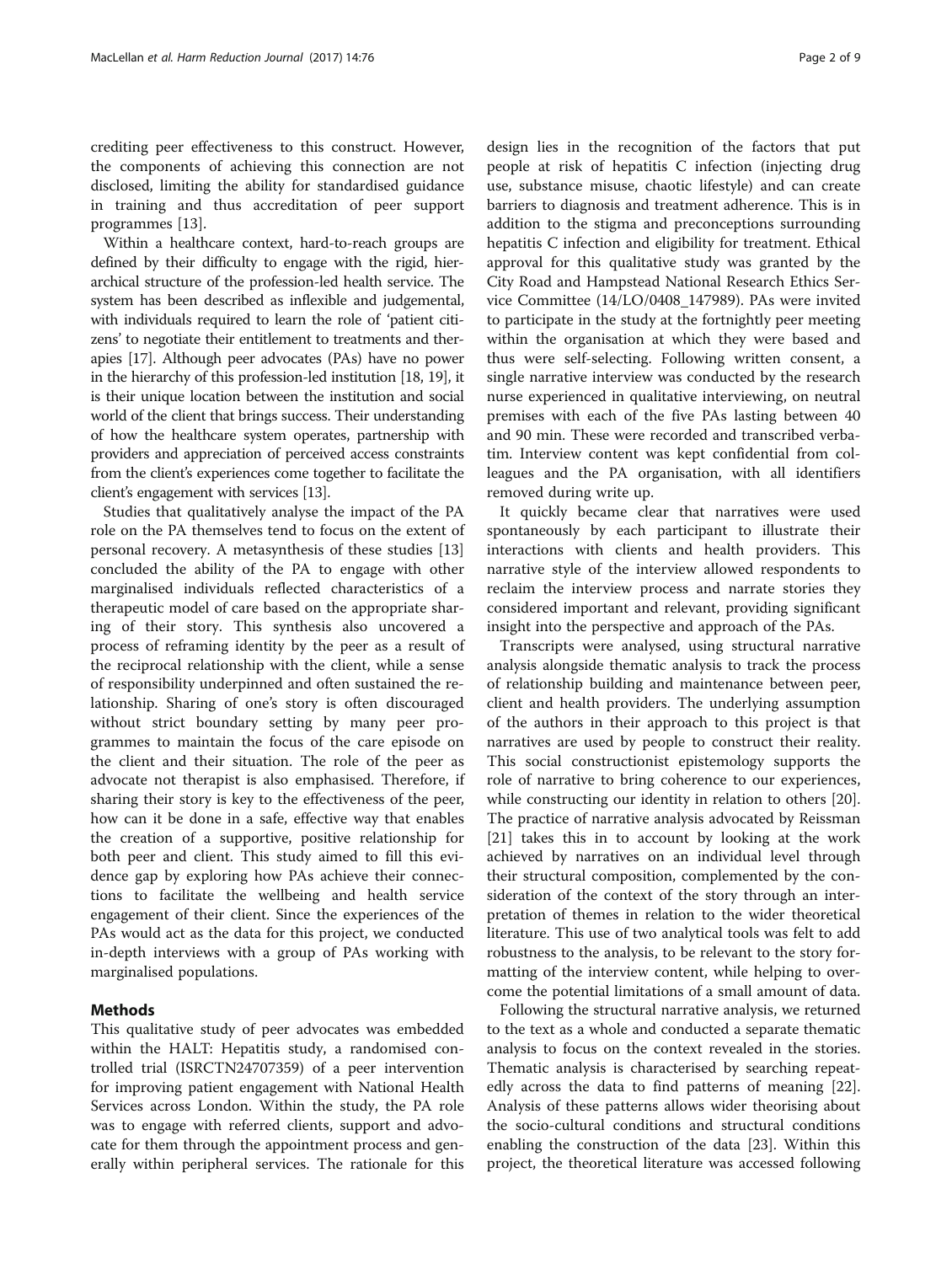crediting peer effectiveness to this construct. However, the components of achieving this connection are not disclosed, limiting the ability for standardised guidance in training and thus accreditation of peer support programmes [13].

Within a healthcare context, hard-to-reach groups are defined by their difficulty to engage with the rigid, hierarchical structure of the profession-led health service. The system has been described as inflexible and judgemental, with individuals required to learn the role of 'patient citizens' to negotiate their entitlement to treatments and therapies [17]. Although peer advocates (PAs) have no power in the hierarchy of this profession-led institution [18, 19], it is their unique location between the institution and social world of the client that brings success. Their understanding of how the healthcare system operates, partnership with providers and appreciation of perceived access constraints from the client's experiences come together to facilitate the client's engagement with services [13].

Studies that qualitatively analyse the impact of the PA role on the PA themselves tend to focus on the extent of personal recovery. A metasynthesis of these studies [13] concluded the ability of the PA to engage with other marginalised individuals reflected characteristics of a therapeutic model of care based on the appropriate sharing of their story. This synthesis also uncovered a process of reframing identity by the peer as a result of the reciprocal relationship with the client, while a sense of responsibility underpinned and often sustained the relationship. Sharing of one's story is often discouraged without strict boundary setting by many peer programmes to maintain the focus of the care episode on the client and their situation. The role of the peer as advocate not therapist is also emphasised. Therefore, if sharing their story is key to the effectiveness of the peer, how can it be done in a safe, effective way that enables the creation of a supportive, positive relationship for both peer and client. This study aimed to fill this evidence gap by exploring how PAs achieve their connections to facilitate the wellbeing and health service engagement of their client. Since the experiences of the PAs would act as the data for this project, we conducted in-depth interviews with a group of PAs working with marginalised populations.

## Methods

This qualitative study of peer advocates was embedded within the HALT: Hepatitis study, a randomised controlled trial (ISRCTN24707359) of a peer intervention for improving patient engagement with National Health Services across London. Within the study, the PA role was to engage with referred clients, support and advocate for them through the appointment process and generally within peripheral services. The rationale for this design lies in the recognition of the factors that put people at risk of hepatitis C infection (injecting drug use, substance misuse, chaotic lifestyle) and can create barriers to diagnosis and treatment adherence. This is in addition to the stigma and preconceptions surrounding hepatitis C infection and eligibility for treatment. Ethical approval for this qualitative study was granted by the City Road and Hampstead National Research Ethics Service Committee (14/LO/0408_147989). PAs were invited to participate in the study at the fortnightly peer meeting within the organisation at which they were based and thus were self-selecting. Following written consent, a single narrative interview was conducted by the research nurse experienced in qualitative interviewing, on neutral premises with each of the five PAs lasting between 40 and 90 min. These were recorded and transcribed verbatim. Interview content was kept confidential from colleagues and the PA organisation, with all identifiers removed during write up.

It quickly became clear that narratives were used spontaneously by each participant to illustrate their interactions with clients and health providers. This narrative style of the interview allowed respondents to reclaim the interview process and narrate stories they considered important and relevant, providing significant insight into the perspective and approach of the PAs.

Transcripts were analysed, using structural narrative analysis alongside thematic analysis to track the process of relationship building and maintenance between peer, client and health providers. The underlying assumption of the authors in their approach to this project is that narratives are used by people to construct their reality. This social constructionist epistemology supports the role of narrative to bring coherence to our experiences, while constructing our identity in relation to others [20]. The practice of narrative analysis advocated by Reissman [21] takes this in to account by looking at the work achieved by narratives on an individual level through their structural composition, complemented by the consideration of the context of the story through an interpretation of themes in relation to the wider theoretical literature. This use of two analytical tools was felt to add robustness to the analysis, to be relevant to the story formatting of the interview content, while helping to overcome the potential limitations of a small amount of data.

Following the structural narrative analysis, we returned to the text as a whole and conducted a separate thematic analysis to focus on the context revealed in the stories. Thematic analysis is characterised by searching repeatedly across the data to find patterns of meaning [22]. Analysis of these patterns allows wider theorising about the socio-cultural conditions and structural conditions enabling the construction of the data [23]. Within this project, the theoretical literature was accessed following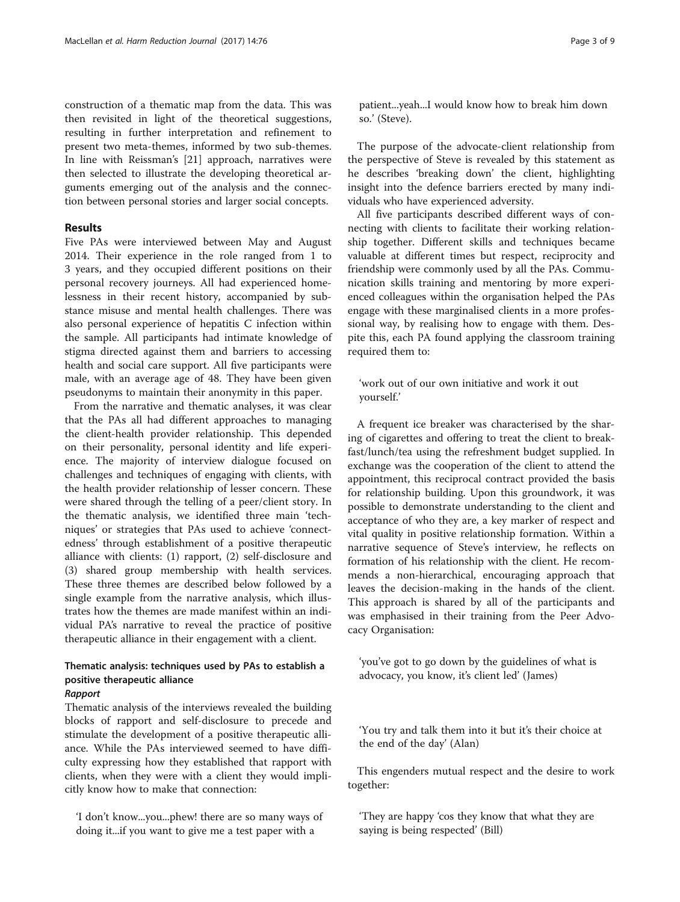construction of a thematic map from the data. This was then revisited in light of the theoretical suggestions, resulting in further interpretation and refinement to present two meta-themes, informed by two sub-themes. In line with Reissman's [21] approach, narratives were then selected to illustrate the developing theoretical arguments emerging out of the analysis and the connection between personal stories and larger social concepts.

## Results

Five PAs were interviewed between May and August 2014. Their experience in the role ranged from 1 to 3 years, and they occupied different positions on their personal recovery journeys. All had experienced homelessness in their recent history, accompanied by substance misuse and mental health challenges. There was also personal experience of hepatitis C infection within the sample. All participants had intimate knowledge of stigma directed against them and barriers to accessing health and social care support. All five participants were male, with an average age of 48. They have been given pseudonyms to maintain their anonymity in this paper.

From the narrative and thematic analyses, it was clear that the PAs all had different approaches to managing the client-health provider relationship. This depended on their personality, personal identity and life experience. The majority of interview dialogue focused on challenges and techniques of engaging with clients, with the health provider relationship of lesser concern. These were shared through the telling of a peer/client story. In the thematic analysis, we identified three main 'techniques' or strategies that PAs used to achieve 'connectedness' through establishment of a positive therapeutic alliance with clients: (1) rapport, (2) self-disclosure and (3) shared group membership with health services. These three themes are described below followed by a single example from the narrative analysis, which illustrates how the themes are made manifest within an individual PA's narrative to reveal the practice of positive therapeutic alliance in their engagement with a client.

### Thematic analysis: techniques used by PAs to establish a positive therapeutic alliance

#### *Rapport*

Thematic analysis of the interviews revealed the building blocks of rapport and self-disclosure to precede and stimulate the development of a positive therapeutic alliance. While the PAs interviewed seemed to have difficulty expressing how they established that rapport with clients, when they were with a client they would implicitly know how to make that connection:

> 'I don't know...you...phew! there are so many ways of doing it...if you want to give me a test paper with a patient...yeah...I would know how to break him down so.' (Steve).

The purpose of the advocate-client relationship from the perspective of Steve is revealed by this statement as he describes 'breaking down' the client, highlighting insight into the defence barriers erected by many individuals who have experienced adversity.

All five participants described different ways of connecting with clients to facilitate their working relationship together. Different skills and techniques became valuable at different times but respect, reciprocity and friendship were commonly used by all the PAs. Communication skills training and mentoring by more experienced colleagues within the organisation helped the PAs engage with these marginalised clients in a more professional way, by realising how to engage with them. Despite this, each PA found applying the classroom training required them to:

> 'work out of our own initiative and work it out yourself.'

A frequent ice breaker was characterised by the sharing of cigarettes and offering to treat the client to breakfast/lunch/tea using the refreshment budget supplied. In exchange was the cooperation of the client to attend the appointment, this reciprocal contract provided the basis for relationship building. Upon this groundwork, it was possible to demonstrate understanding to the client and acceptance of who they are, a key marker of respect and vital quality in positive relationship formation. Within a narrative sequence of Steve's interview, he reflects on formation of his relationship with the client. He recommends a non-hierarchical, encouraging approach that leaves the decision-making in the hands of the client. This approach is shared by all of the participants and was emphasised in their training from the Peer Advocacy Organisation:

> 'you've got to go down by the guidelines of what is advocacy, you know, it's client led' (James)

> 'You try and talk them into it but it's their choice at the end of the day' (Alan)

This engenders mutual respect and the desire to work together:

> 'They are happy 'cos they know that what they are saying is being respected' (Bill)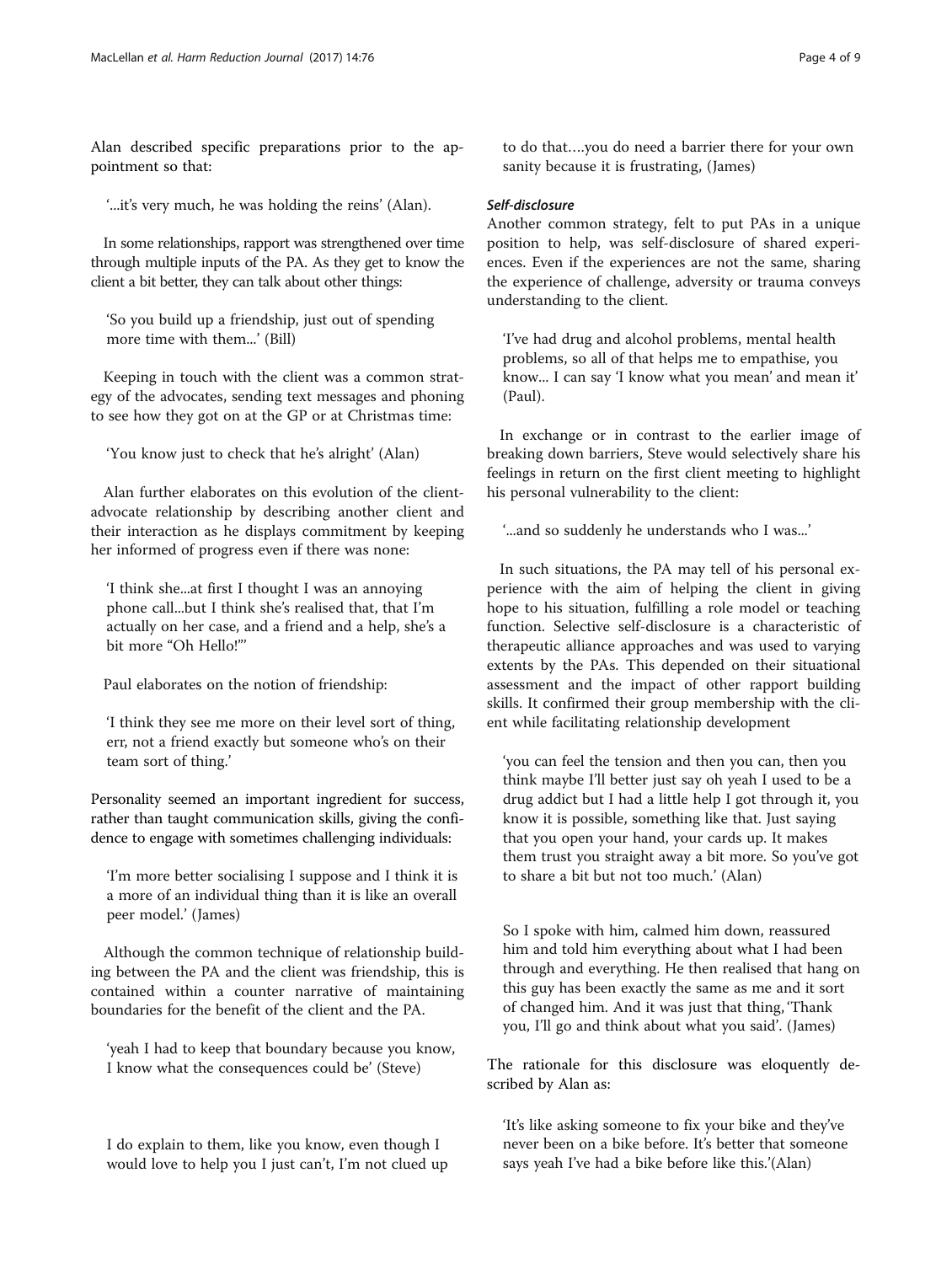Alan described specific preparations prior to the appointment so that:

> '...it's very much, he was holding the reins' (Alan).

In some relationships, rapport was strengthened over time through multiple inputs of the PA. As they get to know the client a bit better, they can talk about other things:

> 'So you build up a friendship, just out of spending more time with them...' (Bill)

Keeping in touch with the client was a common strategy of the advocates, sending text messages and phoning to see how they got on at the GP or at Christmas time:

> 'You know just to check that he's alright' (Alan)

Alan further elaborates on this evolution of the client-advocate relationship by describing another client and their interaction as he displays commitment by keeping her informed of progress even if there was none:

> 'I think she...at first I thought I was an annoying phone call...but I think she's realised that, that I'm actually on her case, and a friend and a help, she's a bit more "Oh Hello!"'

Paul elaborates on the notion of friendship:

> 'I think they see me more on their level sort of thing, err, not a friend exactly but someone who's on their team sort of thing.'

Personality seemed an important ingredient for success, rather than taught communication skills, giving the confidence to engage with sometimes challenging individuals:

> 'I'm more better socialising I suppose and I think it is a more of an individual thing than it is like an overall peer model.' (James)

Although the common technique of relationship building between the PA and the client was friendship, this is contained within a counter narrative of maintaining boundaries for the benefit of the client and the PA.

> 'yeah I had to keep that boundary because you know, I know what the consequences could be' (Steve)

> I do explain to them, like you know, even though I would love to help you I just can't, I'm not clued up to do that….you do need a barrier there for your own sanity because it is frustrating, (James)

### *Self-disclosure*

Another common strategy, felt to put PAs in a unique position to help, was self-disclosure of shared experiences. Even if the experiences are not the same, sharing the experience of challenge, adversity or trauma conveys understanding to the client.

> 'I've had drug and alcohol problems, mental health problems, so all of that helps me to empathise, you know... I can say 'I know what you mean' and mean it' (Paul).

In exchange or in contrast to the earlier image of breaking down barriers, Steve would selectively share his feelings in return on the first client meeting to highlight his personal vulnerability to the client:

> '...and so suddenly he understands who I was...'

In such situations, the PA may tell of his personal experience with the aim of helping the client in giving hope to his situation, fulfilling a role model or teaching function. Selective self-disclosure is a characteristic of therapeutic alliance approaches and was used to varying extents by the PAs. This depended on their situational assessment and the impact of other rapport building skills. It confirmed their group membership with the client while facilitating relationship development

> 'you can feel the tension and then you can, then you think maybe I'll better just say oh yeah I used to be a drug addict but I had a little help I got through it, you know it is possible, something like that. Just saying that you open your hand, your cards up. It makes them trust you straight away a bit more. So you've got to share a bit but not too much.' (Alan)

> So I spoke with him, calmed him down, reassured him and told him everything about what I had been through and everything. He then realised that hang on this guy has been exactly the same as me and it sort of changed him. And it was just that thing, 'Thank you, I'll go and think about what you said'. (James)

The rationale for this disclosure was eloquently described by Alan as:

> 'It's like asking someone to fix your bike and they've never been on a bike before. It's better that someone says yeah I've had a bike before like this.'(Alan)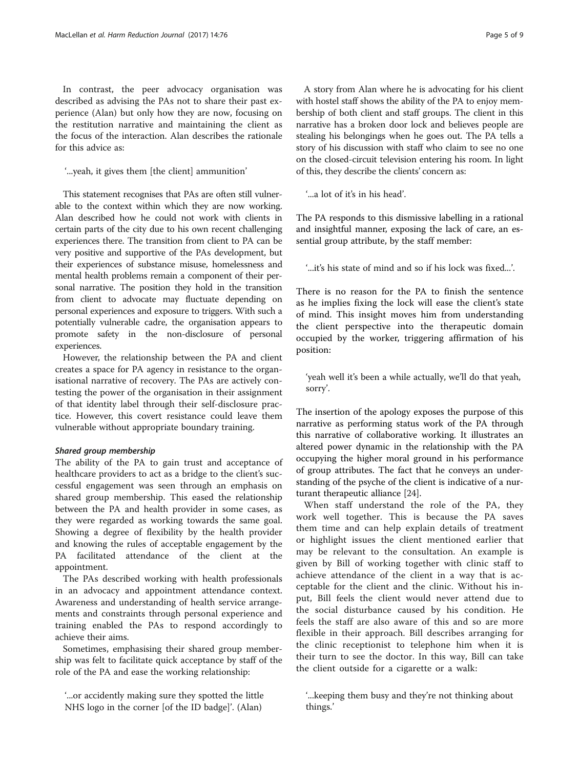In contrast, the peer advocacy organisation was described as advising the PAs not to share their past experience (Alan) but only how they are now, focusing on the restitution narrative and maintaining the client as the focus of the interaction. Alan describes the rationale for this advice as:

> '...yeah, it gives them [the client] ammunition'

This statement recognises that PAs are often still vulnerable to the context within which they are now working. Alan described how he could not work with clients in certain parts of the city due to his own recent challenging experiences there. The transition from client to PA can be very positive and supportive of the PAs development, but their experiences of substance misuse, homelessness and mental health problems remain a component of their personal narrative. The position they hold in the transition from client to advocate may fluctuate depending on personal experiences and exposure to triggers. With such a potentially vulnerable cadre, the organisation appears to promote safety in the non-disclosure of personal experiences.

However, the relationship between the PA and client creates a space for PA agency in resistance to the organisational narrative of recovery. The PAs are actively contesting the power of the organisation in their assignment of that identity label through their self-disclosure practice. However, this covert resistance could leave them vulnerable without appropriate boundary training.

#### *Shared group membership*

The ability of the PA to gain trust and acceptance of healthcare providers to act as a bridge to the client's successful engagement was seen through an emphasis on shared group membership. This eased the relationship between the PA and health provider in some cases, as they were regarded as working towards the same goal. Showing a degree of flexibility by the health provider and knowing the rules of acceptable engagement by the PA facilitated attendance of the client at the appointment.

The PAs described working with health professionals in an advocacy and appointment attendance context. Awareness and understanding of health service arrangements and constraints through personal experience and training enabled the PAs to respond accordingly to achieve their aims.

Sometimes, emphasising their shared group membership was felt to facilitate quick acceptance by staff of the role of the PA and ease the working relationship:

> '...or accidently making sure they spotted the little NHS logo in the corner [of the ID badge]'. (Alan)

A story from Alan where he is advocating for his client with hostel staff shows the ability of the PA to enjoy membership of both client and staff groups. The client in this narrative has a broken door lock and believes people are stealing his belongings when he goes out. The PA tells a story of his discussion with staff who claim to see no one on the closed-circuit television entering his room. In light of this, they describe the clients' concern as:

> '...a lot of it's in his head'.

The PA responds to this dismissive labelling in a rational and insightful manner, exposing the lack of care, an essential group attribute, by the staff member:

> '...it's his state of mind and so if his lock was fixed...'.

There is no reason for the PA to finish the sentence as he implies fixing the lock will ease the client's state of mind. This insight moves him from understanding the client perspective into the therapeutic domain occupied by the worker, triggering affirmation of his position:

> 'yeah well it's been a while actually, we'll do that yeah, sorry'.

The insertion of the apology exposes the purpose of this narrative as performing status work of the PA through this narrative of collaborative working. It illustrates an altered power dynamic in the relationship with the PA occupying the higher moral ground in his performance of group attributes. The fact that he conveys an understanding of the psyche of the client is indicative of a nurturant therapeutic alliance [24].

When staff understand the role of the PA, they work well together. This is because the PA saves them time and can help explain details of treatment or highlight issues the client mentioned earlier that may be relevant to the consultation. An example is given by Bill of working together with clinic staff to achieve attendance of the client in a way that is acceptable for the client and the clinic. Without his input, Bill feels the client would never attend due to the social disturbance caused by his condition. He feels the staff are also aware of this and so are more flexible in their approach. Bill describes arranging for the clinic receptionist to telephone him when it is their turn to see the doctor. In this way, Bill can take the client outside for a cigarette or a walk:

> '...keeping them busy and they're not thinking about things.'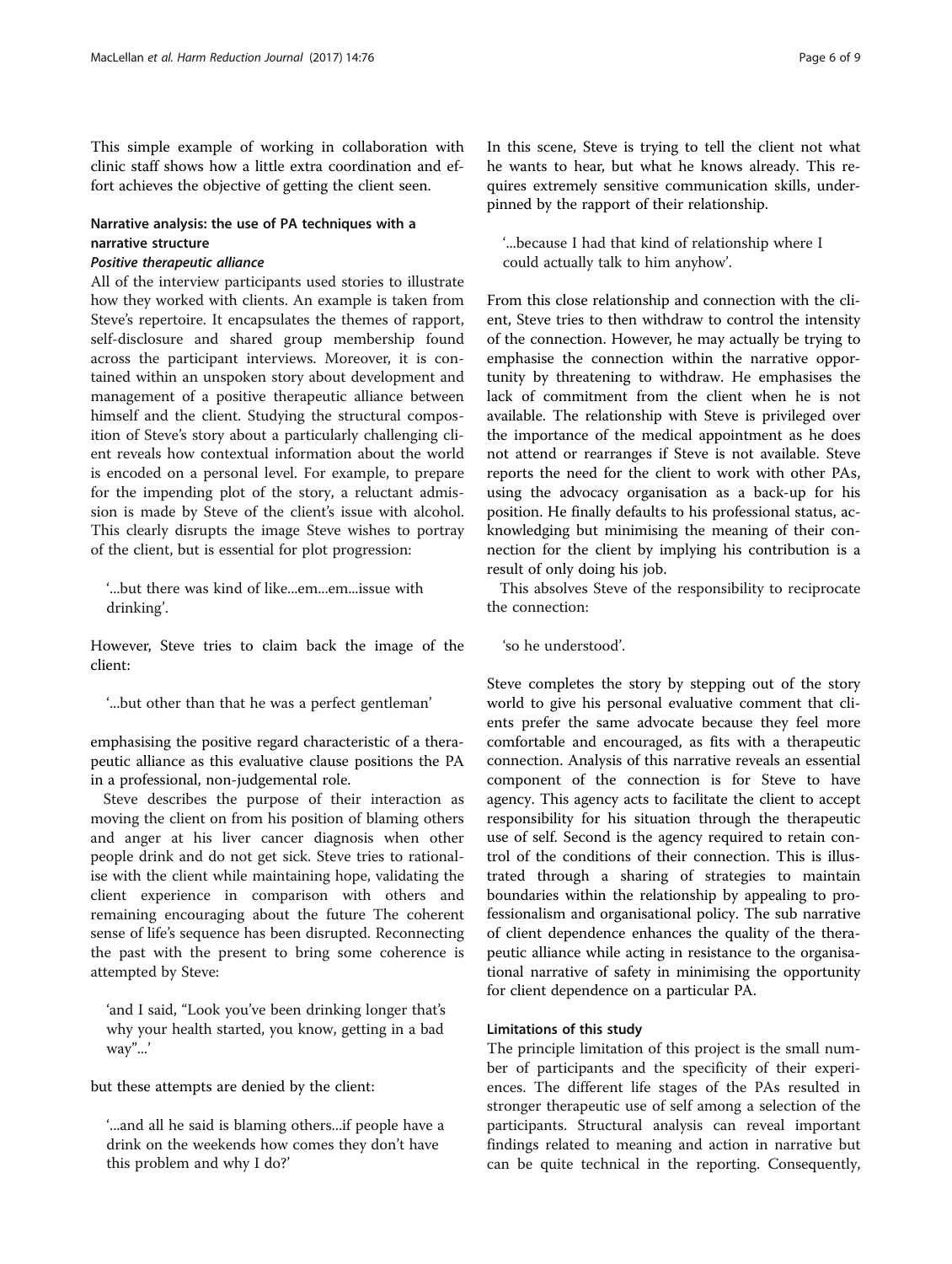This simple example of working in collaboration with clinic staff shows how a little extra coordination and effort achieves the objective of getting the client seen.

### Narrative analysis: the use of PA techniques with a narrative structure

#### *Positive therapeutic alliance*

All of the interview participants used stories to illustrate how they worked with clients. An example is taken from Steve's repertoire. It encapsulates the themes of rapport, self-disclosure and shared group membership found across the participant interviews. Moreover, it is contained within an unspoken story about development and management of a positive therapeutic alliance between himself and the client. Studying the structural composition of Steve's story about a particularly challenging client reveals how contextual information about the world is encoded on a personal level. For example, to prepare for the impending plot of the story, a reluctant admission is made by Steve of the client's issue with alcohol. This clearly disrupts the image Steve wishes to portray of the client, but is essential for plot progression:

> '...but there was kind of like...em...em...issue with drinking'.

However, Steve tries to claim back the image of the client:

> '...but other than that he was a perfect gentleman'

emphasising the positive regard characteristic of a therapeutic alliance as this evaluative clause positions the PA in a professional, non-judgemental role.

Steve describes the purpose of their interaction as moving the client on from his position of blaming others and anger at his liver cancer diagnosis when other people drink and do not get sick. Steve tries to rationalise with the client while maintaining hope, validating the client experience in comparison with others and remaining encouraging about the future The coherent sense of life's sequence has been disrupted. Reconnecting the past with the present to bring some coherence is attempted by Steve:

> 'and I said, "Look you've been drinking longer that's why your health started, you know, getting in a bad way"...'

but these attempts are denied by the client:

> '...and all he said is blaming others...if people have a drink on the weekends how comes they don't have this problem and why I do?'

In this scene, Steve is trying to tell the client not what he wants to hear, but what he knows already. This requires extremely sensitive communication skills, underpinned by the rapport of their relationship.

> '...because I had that kind of relationship where I could actually talk to him anyhow'.

From this close relationship and connection with the client, Steve tries to then withdraw to control the intensity of the connection. However, he may actually be trying to emphasise the connection within the narrative opportunity by threatening to withdraw. He emphasises the lack of commitment from the client when he is not available. The relationship with Steve is privileged over the importance of the medical appointment as he does not attend or rearranges if Steve is not available. Steve reports the need for the client to work with other PAs, using the advocacy organisation as a back-up for his position. He finally defaults to his professional status, acknowledging but minimising the meaning of their connection for the client by implying his contribution is a result of only doing his job.

This absolves Steve of the responsibility to reciprocate the connection:

> 'so he understood'.

Steve completes the story by stepping out of the story world to give his personal evaluative comment that clients prefer the same advocate because they feel more comfortable and encouraged, as fits with a therapeutic connection. Analysis of this narrative reveals an essential component of the connection is for Steve to have agency. This agency acts to facilitate the client to accept responsibility for his situation through the therapeutic use of self. Second is the agency required to retain control of the conditions of their connection. This is illustrated through a sharing of strategies to maintain boundaries within the relationship by appealing to professionalism and organisational policy. The sub narrative of client dependence enhances the quality of the therapeutic alliance while acting in resistance to the organisational narrative of safety in minimising the opportunity for client dependence on a particular PA.

### Limitations of this study

The principle limitation of this project is the small number of participants and the specificity of their experiences. The different life stages of the PAs resulted in stronger therapeutic use of self among a selection of the participants. Structural analysis can reveal important findings related to meaning and action in narrative but can be quite technical in the reporting. Consequently,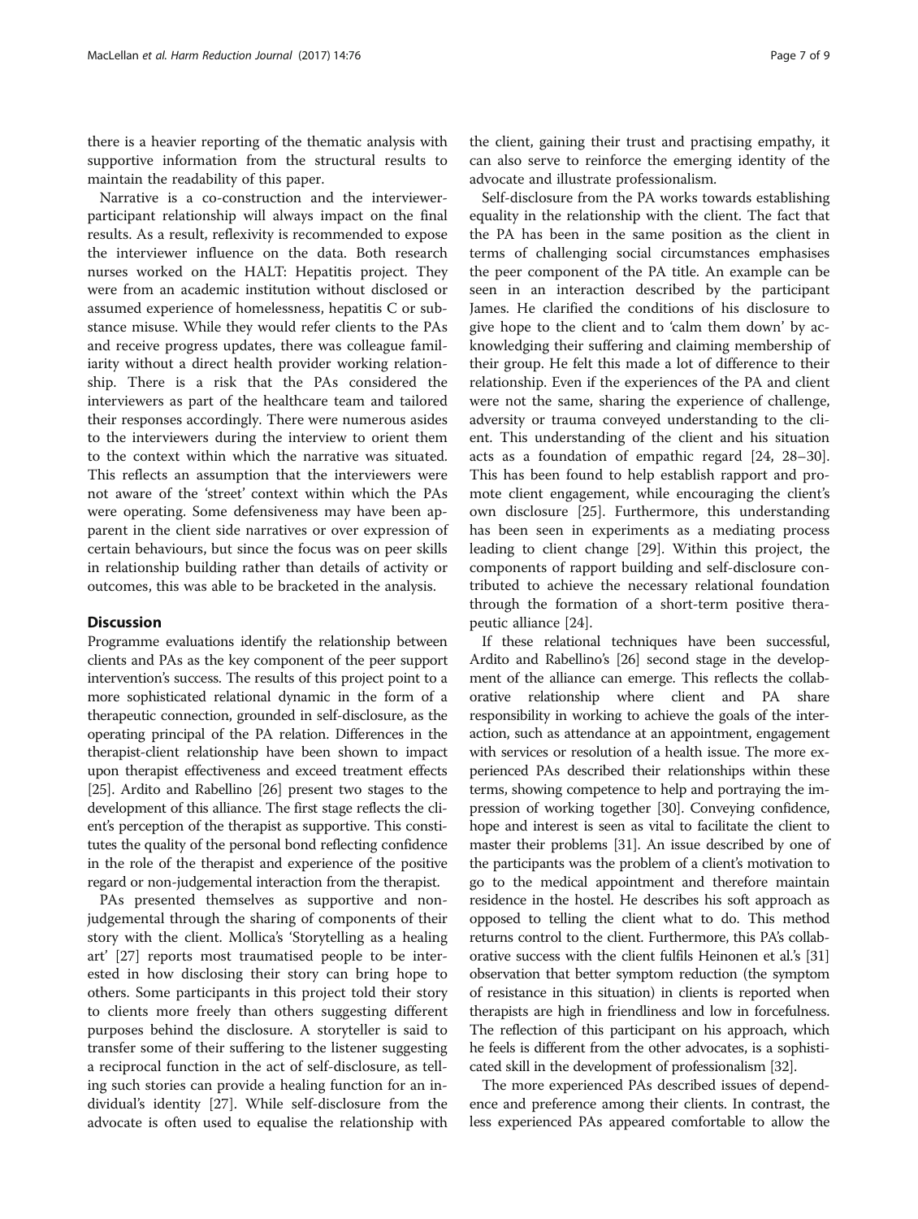there is a heavier reporting of the thematic analysis with supportive information from the structural results to maintain the readability of this paper.

Narrative is a co-construction and the interviewer-participant relationship will always impact on the final results. As a result, reflexivity is recommended to expose the interviewer influence on the data. Both research nurses worked on the HALT: Hepatitis project. They were from an academic institution without disclosed or assumed experience of homelessness, hepatitis C or substance misuse. While they would refer clients to the PAs and receive progress updates, there was colleague familiarity without a direct health provider working relationship. There is a risk that the PAs considered the interviewers as part of the healthcare team and tailored their responses accordingly. There were numerous asides to the interviewers during the interview to orient them to the context within which the narrative was situated. This reflects an assumption that the interviewers were not aware of the 'street' context within which the PAs were operating. Some defensiveness may have been apparent in the client side narratives or over expression of certain behaviours, but since the focus was on peer skills in relationship building rather than details of activity or outcomes, this was able to be bracketed in the analysis.

## Discussion

Programme evaluations identify the relationship between clients and PAs as the key component of the peer support intervention's success. The results of this project point to a more sophisticated relational dynamic in the form of a therapeutic connection, grounded in self-disclosure, as the operating principal of the PA relation. Differences in the therapist-client relationship have been shown to impact upon therapist effectiveness and exceed treatment effects [25]. Ardito and Rabellino [26] present two stages to the development of this alliance. The first stage reflects the client's perception of the therapist as supportive. This constitutes the quality of the personal bond reflecting confidence in the role of the therapist and experience of the positive regard or non-judgemental interaction from the therapist.

PAs presented themselves as supportive and non-judgemental through the sharing of components of their story with the client. Mollica's 'Storytelling as a healing art' [27] reports most traumatised people to be interested in how disclosing their story can bring hope to others. Some participants in this project told their story to clients more freely than others suggesting different purposes behind the disclosure. A storyteller is said to transfer some of their suffering to the listener suggesting a reciprocal function in the act of self-disclosure, as telling such stories can provide a healing function for an individual's identity [27]. While self-disclosure from the advocate is often used to equalise the relationship with the client, gaining their trust and practising empathy, it can also serve to reinforce the emerging identity of the advocate and illustrate professionalism.

Self-disclosure from the PA works towards establishing equality in the relationship with the client. The fact that the PA has been in the same position as the client in terms of challenging social circumstances emphasises the peer component of the PA title. An example can be seen in an interaction described by the participant James. He clarified the conditions of his disclosure to give hope to the client and to 'calm them down' by acknowledging their suffering and claiming membership of their group. He felt this made a lot of difference to their relationship. Even if the experiences of the PA and client were not the same, sharing the experience of challenge, adversity or trauma conveyed understanding to the client. This understanding of the client and his situation acts as a foundation of empathic regard [24, 28–30]. This has been found to help establish rapport and promote client engagement, while encouraging the client's own disclosure [25]. Furthermore, this understanding has been seen in experiments as a mediating process leading to client change [29]. Within this project, the components of rapport building and self-disclosure contributed to achieve the necessary relational foundation through the formation of a short-term positive therapeutic alliance [24].

If these relational techniques have been successful, Ardito and Rabellino's [26] second stage in the development of the alliance can emerge. This reflects the collaborative relationship where client and PA share responsibility in working to achieve the goals of the interaction, such as attendance at an appointment, engagement with services or resolution of a health issue. The more experienced PAs described their relationships within these terms, showing competence to help and portraying the impression of working together [30]. Conveying confidence, hope and interest is seen as vital to facilitate the client to master their problems [31]. An issue described by one of the participants was the problem of a client's motivation to go to the medical appointment and therefore maintain residence in the hostel. He describes his soft approach as opposed to telling the client what to do. This method returns control to the client. Furthermore, this PA's collaborative success with the client fulfils Heinonen et al.'s [31] observation that better symptom reduction (the symptom of resistance in this situation) in clients is reported when therapists are high in friendliness and low in forcefulness. The reflection of this participant on his approach, which he feels is different from the other advocates, is a sophisticated skill in the development of professionalism [32].

The more experienced PAs described issues of dependence and preference among their clients. In contrast, the less experienced PAs appeared comfortable to allow the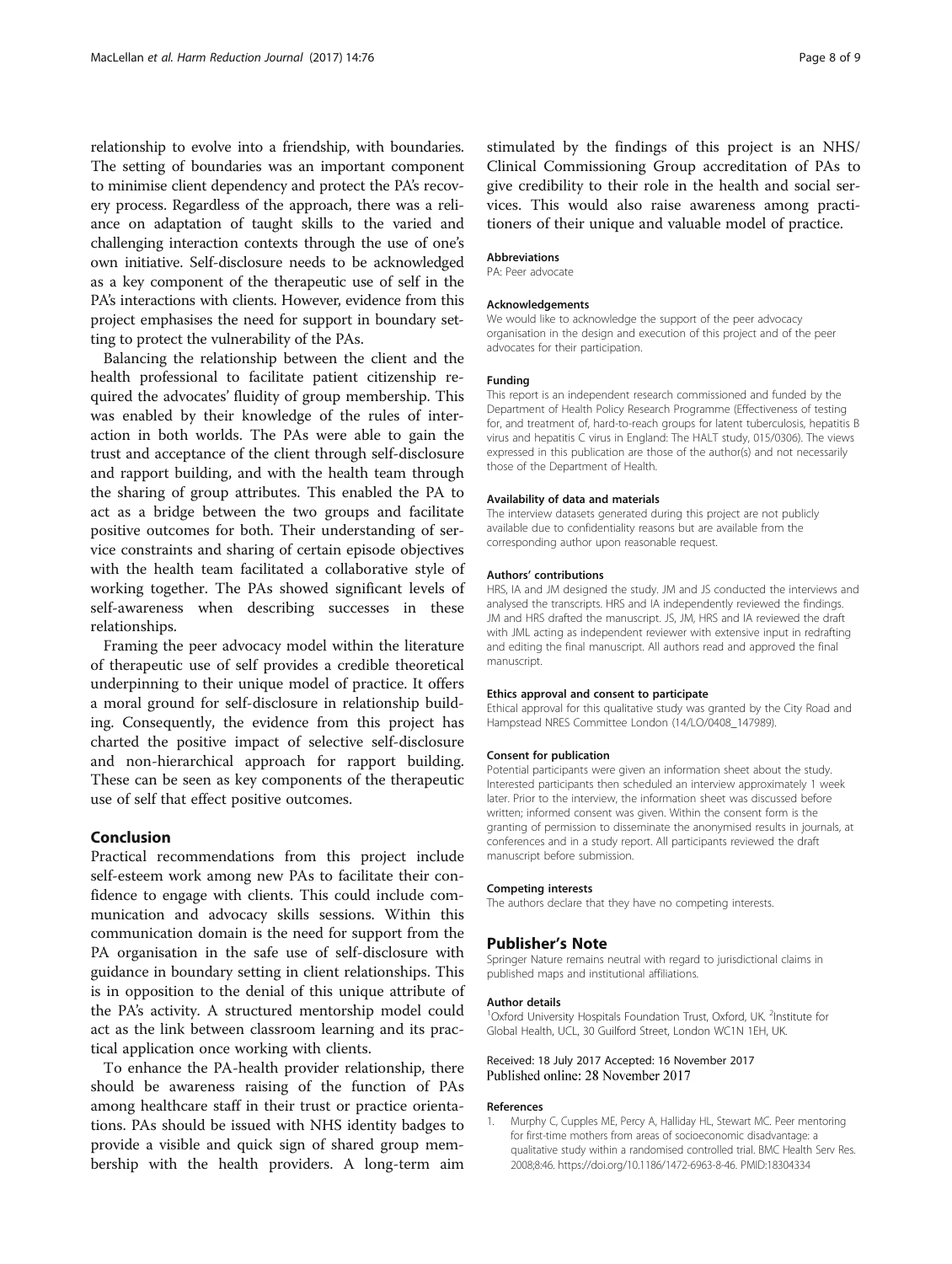relationship to evolve into a friendship, with boundaries. The setting of boundaries was an important component to minimise client dependency and protect the PA's recovery process. Regardless of the approach, there was a reliance on adaptation of taught skills to the varied and challenging interaction contexts through the use of one's own initiative. Self-disclosure needs to be acknowledged as a key component of the therapeutic use of self in the PA's interactions with clients. However, evidence from this project emphasises the need for support in boundary setting to protect the vulnerability of the PAs.

Balancing the relationship between the client and the health professional to facilitate patient citizenship required the advocates' fluidity of group membership. This was enabled by their knowledge of the rules of interaction in both worlds. The PAs were able to gain the trust and acceptance of the client through self-disclosure and rapport building, and with the health team through the sharing of group attributes. This enabled the PA to act as a bridge between the two groups and facilitate positive outcomes for both. Their understanding of service constraints and sharing of certain episode objectives with the health team facilitated a collaborative style of working together. The PAs showed significant levels of self-awareness when describing successes in these relationships.

Framing the peer advocacy model within the literature of therapeutic use of self provides a credible theoretical underpinning to their unique model of practice. It offers a moral ground for self-disclosure in relationship building. Consequently, the evidence from this project has charted the positive impact of selective self-disclosure and non-hierarchical approach for rapport building. These can be seen as key components of the therapeutic use of self that effect positive outcomes.

## Conclusion

Practical recommendations from this project include self-esteem work among new PAs to facilitate their confidence to engage with clients. This could include communication and advocacy skills sessions. Within this communication domain is the need for support from the PA organisation in the safe use of self-disclosure with guidance in boundary setting in client relationships. This is in opposition to the denial of this unique attribute of the PA's activity. A structured mentorship model could act as the link between classroom learning and its practical application once working with clients.

To enhance the PA-health provider relationship, there should be awareness raising of the function of PAs among healthcare staff in their trust or practice orientations. PAs should be issued with NHS identity badges to provide a visible and quick sign of shared group membership with the health providers. A long-term aim stimulated by the findings of this project is an NHS/Clinical Commissioning Group accreditation of PAs to give credibility to their role in the health and social services. This would also raise awareness among practitioners of their unique and valuable model of practice.

#### Abbreviations
PA: Peer advocate

#### Acknowledgements
We would like to acknowledge the support of the peer advocacy organisation in the design and execution of this project and of the peer advocates for their participation.

#### Funding
This report is an independent research commissioned and funded by the Department of Health Policy Research Programme (Effectiveness of testing for, and treatment of, hard-to-reach groups for latent tuberculosis, hepatitis B virus and hepatitis C virus in England: The HALT study, 015/0306). The views expressed in this publication are those of the author(s) and not necessarily those of the Department of Health.

#### Availability of data and materials
The interview datasets generated during this project are not publicly available due to confidentiality reasons but are available from the corresponding author upon reasonable request.

#### Authors' contributions
HRS, IA and JM designed the study. JM and JS conducted the interviews and analysed the transcripts. HRS and IA independently reviewed the findings. JM and HRS drafted the manuscript. JS, JM, HRS and IA reviewed the draft with JML acting as independent reviewer with extensive input in redrafting and editing the final manuscript. All authors read and approved the final manuscript.

#### Ethics approval and consent to participate
Ethical approval for this qualitative study was granted by the City Road and Hampstead NRES Committee London (14/LO/0408_147989).

#### Consent for publication
Potential participants were given an information sheet about the study. Interested participants then scheduled an interview approximately 1 week later. Prior to the interview, the information sheet was discussed before written; informed consent was given. Within the consent form is the granting of permission to disseminate the anonymised results in journals, at conferences and in a study report. All participants reviewed the draft manuscript before submission.

#### Competing interests
The authors declare that they have no competing interests.

### Publisher's Note
Springer Nature remains neutral with regard to jurisdictional claims in published maps and institutional affiliations.

#### Author details
[1]Oxford University Hospitals Foundation Trust, Oxford, UK. [2]Institute for Global Health, UCL, 30 Guilford Street, London WC1N 1EH, UK.

Received: 18 July 2017 Accepted: 16 November 2017
Published online: 28 November 2017

#### References
1. Murphy C, Cupples ME, Percy A, Halliday HL, Stewart MC. Peer mentoring for first-time mothers from areas of socioeconomic disadvantage: a qualitative study within a randomised controlled trial. BMC Health Serv Res. 2008;8:46. https://doi.org/10.1186/1472-6963-8-46. PMID:18304334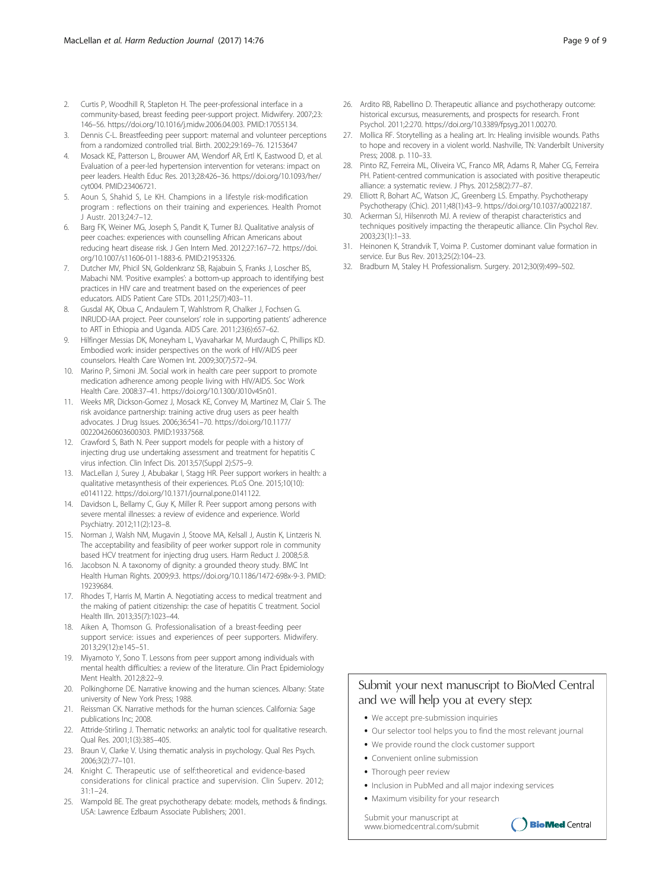2. Curtis P, Woodhill R, Stapleton H. The peer-professional interface in a community-based, breast feeding peer-support project. Midwifery. 2007;23: 146–56. https://doi.org/10.1016/j.midw.2006.04.003. PMID:17055134.
3. Dennis C-L. Breastfeeding peer support: maternal and volunteer perceptions from a randomized controlled trial. Birth. 2002;29:169–76. 12153647
4. Mosack KE, Patterson L, Brouwer AM, Wendorf AR, Ertl K, Eastwood D, et al. Evaluation of a peer-led hypertension intervention for veterans: impact on peer leaders. Health Educ Res. 2013;28:426–36. https://doi.org/10.1093/her/cyt004. PMID:23406721.
5. Aoun S, Shahid S, Le KH. Champions in a lifestyle risk-modification program : reflections on their training and experiences. Health Promot J Austr. 2013;24:7–12.
6. Barg FK, Weiner MG, Joseph S, Pandit K, Turner BJ. Qualitative analysis of peer coaches: experiences with counselling African Americans about reducing heart disease risk. J Gen Intern Med. 2012;27:167–72. https://doi.org/10.1007/s11606-011-1883-6. PMID:21953326.
7. Dutcher MV, Phicil SN, Goldenkranz SB, Rajabuin S, Franks J, Loscher BS, Mabachi NM. 'Positive examples': a bottom-up approach to identifying best practices in HIV care and treatment based on the experiences of peer educators. AIDS Patient Care STDs. 2011;25(7):403–11.
8. Gusdal AK, Obua C, Andaulem T, Wahlstrom R, Chalker J, Fochsen G. INRUDD-IAA project. Peer counselors' role in supporting patients' adherence to ART in Ethiopia and Uganda. AIDS Care. 2011;23(6):657–62.
9. Hilfinger Messias DK, Moneyham L, Vyavaharkar M, Murdaugh C, Phillips KD. Embodied work: insider perspectives on the work of HIV/AIDS peer counselors. Health Care Women Int. 2009;30(7):572–94.
10. Marino P, Simoni JM. Social work in health care peer support to promote medication adherence among people living with HIV/AIDS. Soc Work Health Care. 2008:37–41. https://doi.org/10.1300/J010v45n01.
11. Weeks MR, Dickson-Gomez J, Mosack KE, Convey M, Martinez M, Clair S. The risk avoidance partnership: training active drug users as peer health advocates. J Drug Issues. 2006;36:541–70. https://doi.org/10.1177/002204260603600303. PMID:19337568.
12. Crawford S, Bath N. Peer support models for people with a history of injecting drug use undertaking assessment and treatment for hepatitis C virus infection. Clin Infect Dis. 2013;57(Suppl 2):S75–9.
13. MacLellan J, Surey J, Abubakar I, Stagg HR. Peer support workers in health: a qualitative metasynthesis of their experiences. PLoS One. 2015;10(10): e0141122. https://doi.org/10.1371/journal.pone.0141122.
14. Davidson L, Bellamy C, Guy K, Miller R. Peer support among persons with severe mental illnesses: a review of evidence and experience. World Psychiatry. 2012;11(2):123–8.
15. Norman J, Walsh NM, Mugavin J, Stoove MA, Kelsall J, Austin K, Lintzeris N. The acceptability and feasibility of peer worker support role in community based HCV treatment for injecting drug users. Harm Reduct J. 2008;5:8.
16. Jacobson N. A taxonomy of dignity: a grounded theory study. BMC Int Health Human Rights. 2009;9:3. https://doi.org/10.1186/1472-698x-9-3. PMID: 19239684.
17. Rhodes T, Harris M, Martin A. Negotiating access to medical treatment and the making of patient citizenship: the case of hepatitis C treatment. Sociol Health Illn. 2013;35(7):1023–44.
18. Aiken A, Thomson G. Professionalisation of a breast-feeding peer support service: issues and experiences of peer supporters. Midwifery. 2013;29(12):e145–51.
19. Miyamoto Y, Sono T. Lessons from peer support among individuals with mental health difficulties: a review of the literature. Clin Pract Epidemiology Ment Health. 2012;8:22–9.
20. Polkinghorne DE. Narrative knowing and the human sciences. Albany: State university of New York Press; 1988.
21. Reissman CK. Narrative methods for the human sciences. California: Sage publications Inc; 2008.
22. Attride-Stirling J. Thematic networks: an analytic tool for qualitative research. Qual Res. 2001;1(3):385–405.
23. Braun V, Clarke V. Using thematic analysis in psychology. Qual Res Psych. 2006;3(2):77–101.
24. Knight C. Therapeutic use of self:theoretical and evidence-based considerations for clinical practice and supervision. Clin Superv. 2012; 31:1–24.
25. Wampold BE. The great psychotherapy debate: models, methods & findings. USA: Lawrence Ezlbaum Associate Publishers; 2001.
26. Ardito RB, Rabellino D. Therapeutic alliance and psychotherapy outcome: historical excursus, measurements, and prospects for research. Front Psychol. 2011;2:270. https://doi.org/10.3389/fpsyg.2011.00270.
27. Mollica RF. Storytelling as a healing art. In: Healing invisible wounds. Paths to hope and recovery in a violent world. Nashville, TN: Vanderbilt University Press; 2008. p. 110–33.
28. Pinto RZ, Ferreira ML, Oliveira VC, Franco MR, Adams R, Maher CG, Ferreira PH. Patient-centred communication is associated with positive therapeutic alliance: a systematic review. J Phys. 2012;58(2):77–87.
29. Elliott R, Bohart AC, Watson JC, Greenberg LS. Empathy. Psychotherapy Psychotherapy (Chic). 2011;48(1):43–9. https://doi.org/10.1037/a0022187.
30. Ackerman SJ, Hilsenroth MJ. A review of therapist characteristics and techniques positively impacting the therapeutic alliance. Clin Psychol Rev. 2003;23(1):1–33.
31. Heinonen K, Strandvik T, Voima P. Customer dominant value formation in service. Eur Bus Rev. 2013;25(2):104–23.
32. Bradburn M, Staley H. Professionalism. Surgery. 2012;30(9):499–502.

## Submit your next manuscript to BioMed Central and we will help you at every step:

- We accept pre-submission inquiries
- Our selector tool helps you to find the most relevant journal
- We provide round the clock customer support
- Convenient online submission
- Thorough peer review
- Inclusion in PubMed and all major indexing services
- Maximum visibility for your research

Submit your manuscript at
www.biomedcentral.com/submit

BioMed Central